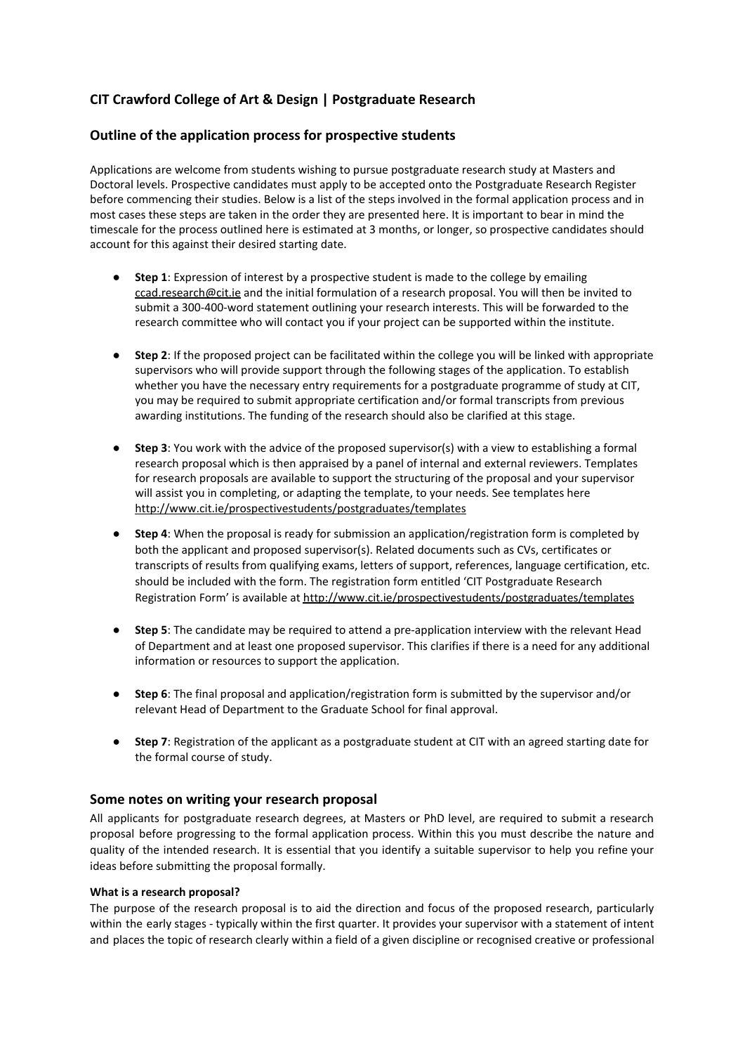## CIT Crawford College of Art & Design | Postgraduate Research

### Outline of the application process for prospective students

Applications are welcome from students wishing to pursue postgraduate research study at Masters and Doctoral levels. Prospective candidates must apply to be accepted onto the Postgraduate Research Register before commencing their studies. Below is a list of the steps involved in the formal application process and in most cases these steps are taken in the order they are presented here. It is important to bear in mind the timescale for the process outlined here is estimated at 3 months, or longer, so prospective candidates should account for this against their desired starting date.

- **Step 1**: Expression of interest by a prospective student is made to the college by emailing ccad.research@cit.ie and the initial formulation of a research proposal. You will then be invited to submit a 300-400-word statement outlining your research interests. This will be forwarded to the research committee who will contact you if your project can be supported within the institute.
- **Step 2**: If the proposed project can be facilitated within the college you will be linked with appropriate supervisors who will provide support through the following stages of the application. To establish whether you have the necessary entry requirements for a postgraduate programme of study at CIT, you may be required to submit appropriate certification and/or formal transcripts from previous awarding institutions. The funding of the research should also be clarified at this stage.
- **Step 3**: You work with the advice of the proposed supervisor(s) with a view to establishing a formal research proposal which is then appraised by a panel of internal and external reviewers. Templates for research proposals are available to support the structuring of the proposal and your supervisor will assist you in completing, or adapting the template, to your needs. See templates here http://www.cit.ie/prospectivestudents/postgraduates/templates
- **Step 4**: When the proposal is ready for submission an application/registration form is completed by both the applicant and proposed supervisor(s). Related documents such as CVs, certificates or transcripts of results from qualifying exams, letters of support, references, language certification, etc. should be included with the form. The registration form entitled 'CIT Postgraduate Research Registration Form' is available at http://www.cit.ie/prospectivestudents/postgraduates/templates
- **Step 5**: The candidate may be required to attend a pre-application interview with the relevant Head of Department and at least one proposed supervisor. This clarifies if there is a need for any additional information or resources to support the application.
- **Step 6**: The final proposal and application/registration form is submitted by the supervisor and/or relevant Head of Department to the Graduate School for final approval.
- **Step 7**: Registration of the applicant as a postgraduate student at CIT with an agreed starting date for the formal course of study.

### Some notes on writing your research proposal

All applicants for postgraduate research degrees, at Masters or PhD level, are required to submit a research proposal before progressing to the formal application process. Within this you must describe the nature and quality of the intended research. It is essential that you identify a suitable supervisor to help you refine your ideas before submitting the proposal formally.

#### What is a research proposal?

The purpose of the research proposal is to aid the direction and focus of the proposed research, particularly within the early stages - typically within the first quarter. It provides your supervisor with a statement of intent and places the topic of research clearly within a field of a given discipline or recognised creative or professional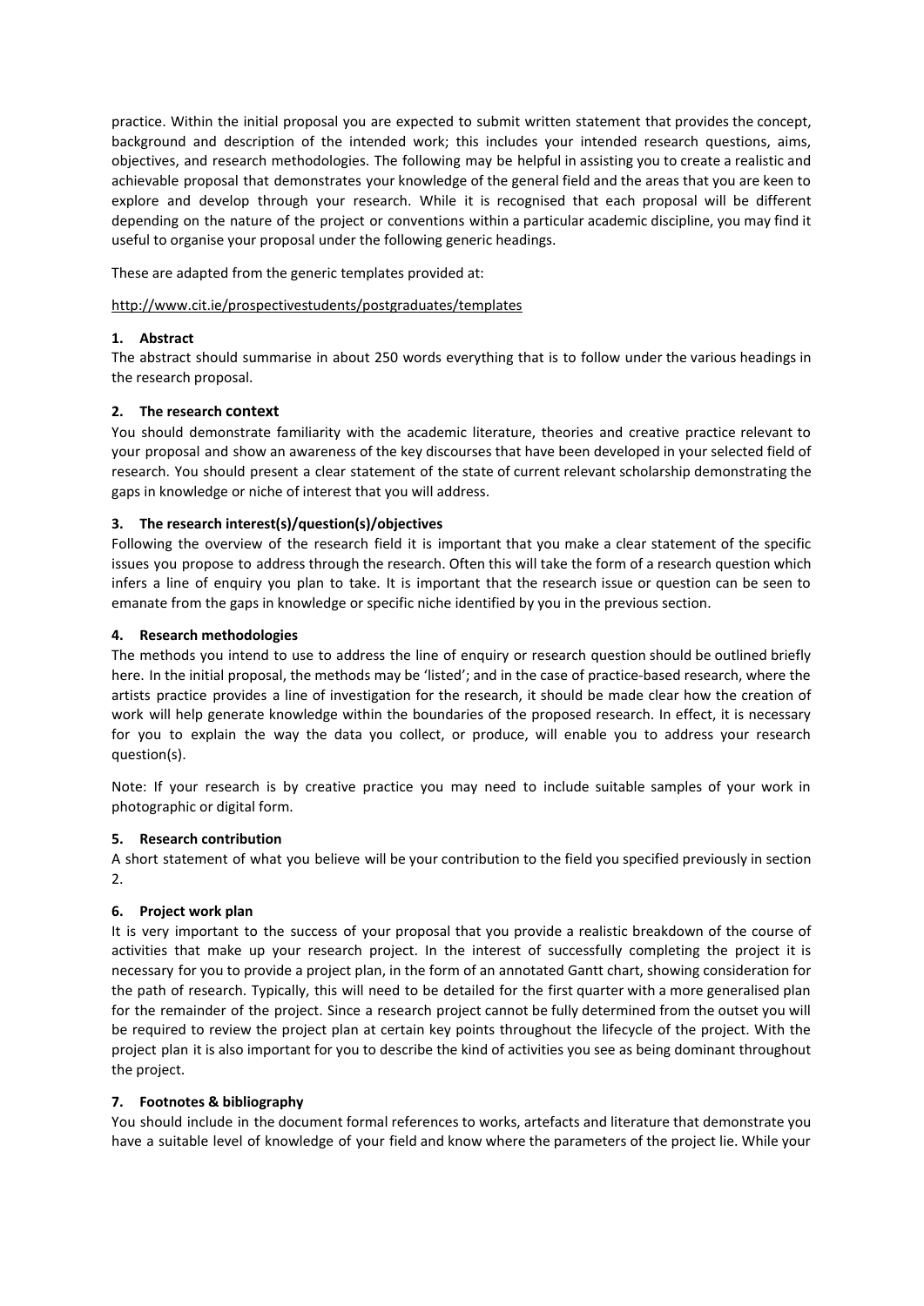practice. Within the initial proposal you are expected to submit written statement that provides the concept, background and description of the intended work; this includes your intended research questions, aims, objectives, and research methodologies. The following may be helpful in assisting you to create a realistic and achievable proposal that demonstrates your knowledge of the general field and the areas that you are keen to explore and develop through your research. While it is recognised that each proposal will be different depending on the nature of the project or conventions within a particular academic discipline, you may find it useful to organise your proposal under the following generic headings.

These are adapted from the generic templates provided at:

http://www.cit.ie/prospectivestudents/postgraduates/templates

### 1. Abstract

The abstract should summarise in about 250 words everything that is to follow under the various headings in the research proposal.

### 2. The research context

You should demonstrate familiarity with the academic literature, theories and creative practice relevant to your proposal and show an awareness of the key discourses that have been developed in your selected field of research. You should present a clear statement of the state of current relevant scholarship demonstrating the gaps in knowledge or niche of interest that you will address.

### 3. The research interest(s)/question(s)/objectives

Following the overview of the research field it is important that you make a clear statement of the specific issues you propose to address through the research. Often this will take the form of a research question which infers a line of enquiry you plan to take. It is important that the research issue or question can be seen to emanate from the gaps in knowledge or specific niche identified by you in the previous section.

### 4. Research methodologies

The methods you intend to use to address the line of enquiry or research question should be outlined briefly here. In the initial proposal, the methods may be 'listed'; and in the case of practice-based research, where the artists practice provides a line of investigation for the research, it should be made clear how the creation of work will help generate knowledge within the boundaries of the proposed research. In effect, it is necessary for you to explain the way the data you collect, or produce, will enable you to address your research question(s).

Note: If your research is by creative practice you may need to include suitable samples of your work in photographic or digital form.

### 5. Research contribution

A short statement of what you believe will be your contribution to the field you specified previously in section 2.

### 6. Project work plan

It is very important to the success of your proposal that you provide a realistic breakdown of the course of activities that make up your research project. In the interest of successfully completing the project it is necessary for you to provide a project plan, in the form of an annotated Gantt chart, showing consideration for the path of research. Typically, this will need to be detailed for the first quarter with a more generalised plan for the remainder of the project. Since a research project cannot be fully determined from the outset you will be required to review the project plan at certain key points throughout the lifecycle of the project. With the project plan it is also important for you to describe the kind of activities you see as being dominant throughout the project.

### 7. Footnotes & bibliography

You should include in the document formal references to works, artefacts and literature that demonstrate you have a suitable level of knowledge of your field and know where the parameters of the project lie. While your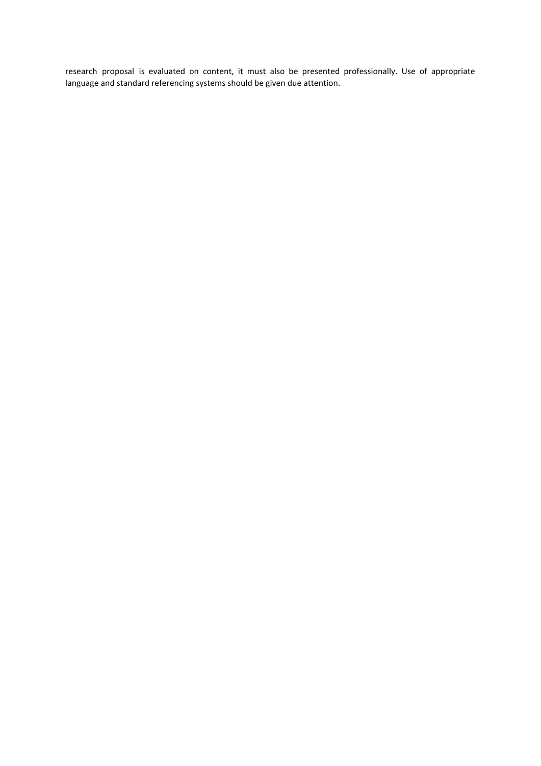research proposal is evaluated on content, it must also be presented professionally. Use of appropriate language and standard referencing systems should be given due attention.